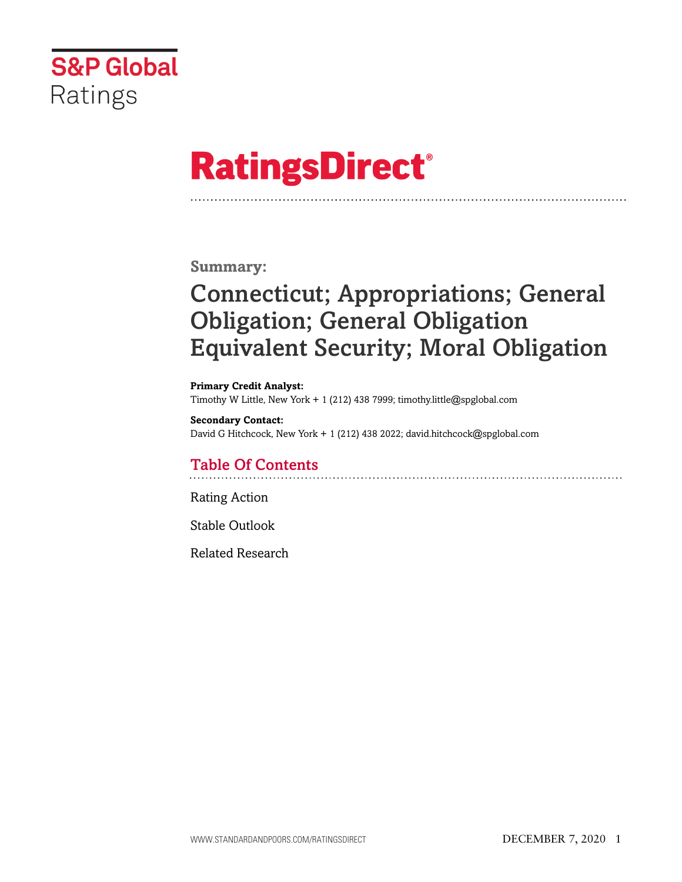S&P Global Ratings

# RatingsDirect®

**Summary:**

# Connecticut; Appropriations; General Obligation; General Obligation Equivalent Security; Moral Obligation

**Primary Credit Analyst:**
Timothy W Little, New York + 1 (212) 438 7999; timothy.little@spglobal.com

**Secondary Contact:**
David G Hitchcock, New York + 1 (212) 438 2022; david.hitchcock@spglobal.com

## Table Of Contents

Rating Action

Stable Outlook

Related Research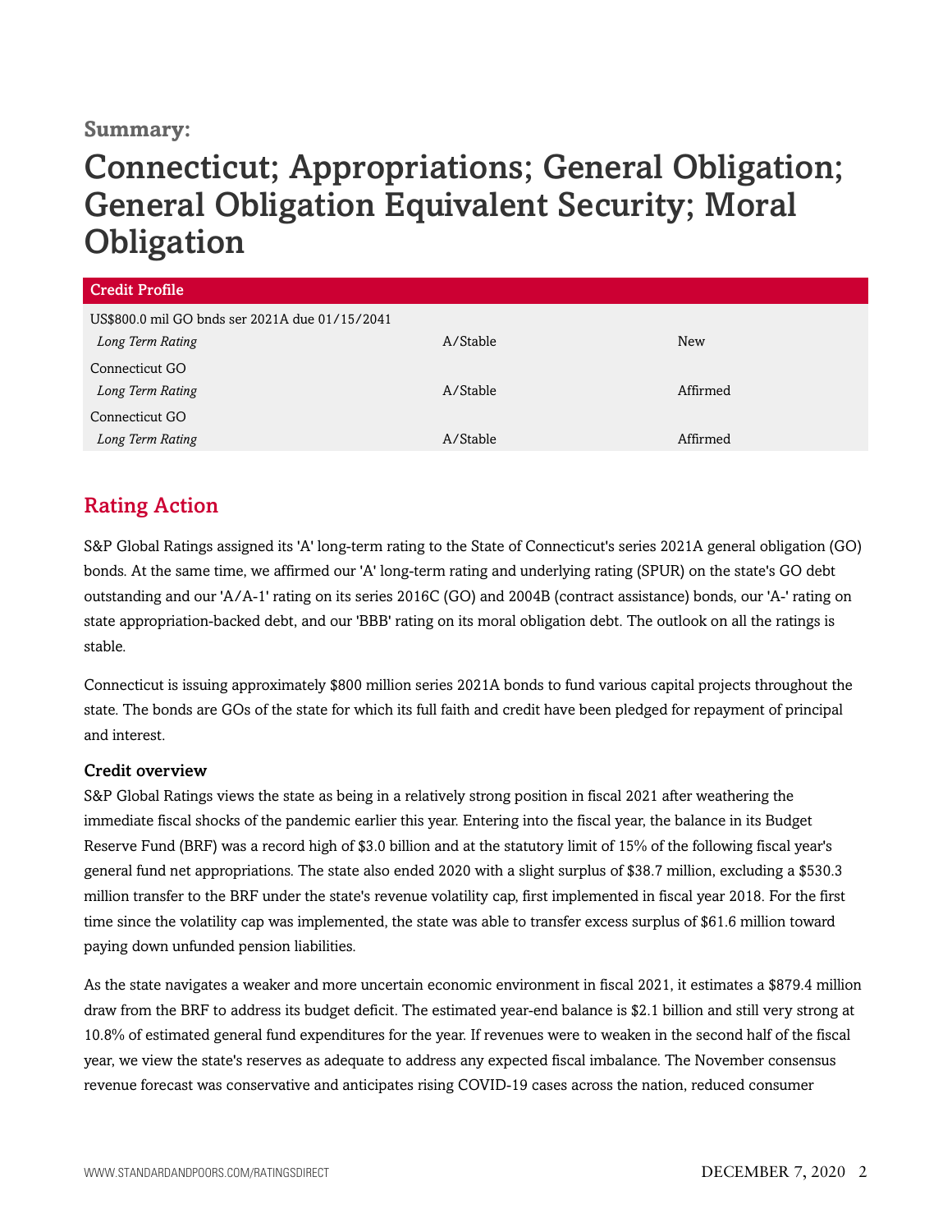**Summary:**

# Connecticut; Appropriations; General Obligation; General Obligation Equivalent Security; Moral Obligation

| Credit Profile | | |
|---|---|---|
| US$800.0 mil GO bnds ser 2021A due 01/15/2041 | | |
| *Long Term Rating* | A/Stable | New |
| Connecticut GO | | |
| *Long Term Rating* | A/Stable | Affirmed |
| Connecticut GO | | |
| *Long Term Rating* | A/Stable | Affirmed |

## Rating Action

S&P Global Ratings assigned its 'A' long-term rating to the State of Connecticut's series 2021A general obligation (GO) bonds. At the same time, we affirmed our 'A' long-term rating and underlying rating (SPUR) on the state's GO debt outstanding and our 'A/A-1' rating on its series 2016C (GO) and 2004B (contract assistance) bonds, our 'A-' rating on state appropriation-backed debt, and our 'BBB' rating on its moral obligation debt. The outlook on all the ratings is stable.

Connecticut is issuing approximately $800 million series 2021A bonds to fund various capital projects throughout the state. The bonds are GOs of the state for which its full faith and credit have been pledged for repayment of principal and interest.

### Credit overview

S&P Global Ratings views the state as being in a relatively strong position in fiscal 2021 after weathering the immediate fiscal shocks of the pandemic earlier this year. Entering into the fiscal year, the balance in its Budget Reserve Fund (BRF) was a record high of $3.0 billion and at the statutory limit of 15% of the following fiscal year's general fund net appropriations. The state also ended 2020 with a slight surplus of $38.7 million, excluding a $530.3 million transfer to the BRF under the state's revenue volatility cap, first implemented in fiscal year 2018. For the first time since the volatility cap was implemented, the state was able to transfer excess surplus of $61.6 million toward paying down unfunded pension liabilities.

As the state navigates a weaker and more uncertain economic environment in fiscal 2021, it estimates a $879.4 million draw from the BRF to address its budget deficit. The estimated year-end balance is $2.1 billion and still very strong at 10.8% of estimated general fund expenditures for the year. If revenues were to weaken in the second half of the fiscal year, we view the state's reserves as adequate to address any expected fiscal imbalance. The November consensus revenue forecast was conservative and anticipates rising COVID-19 cases across the nation, reduced consumer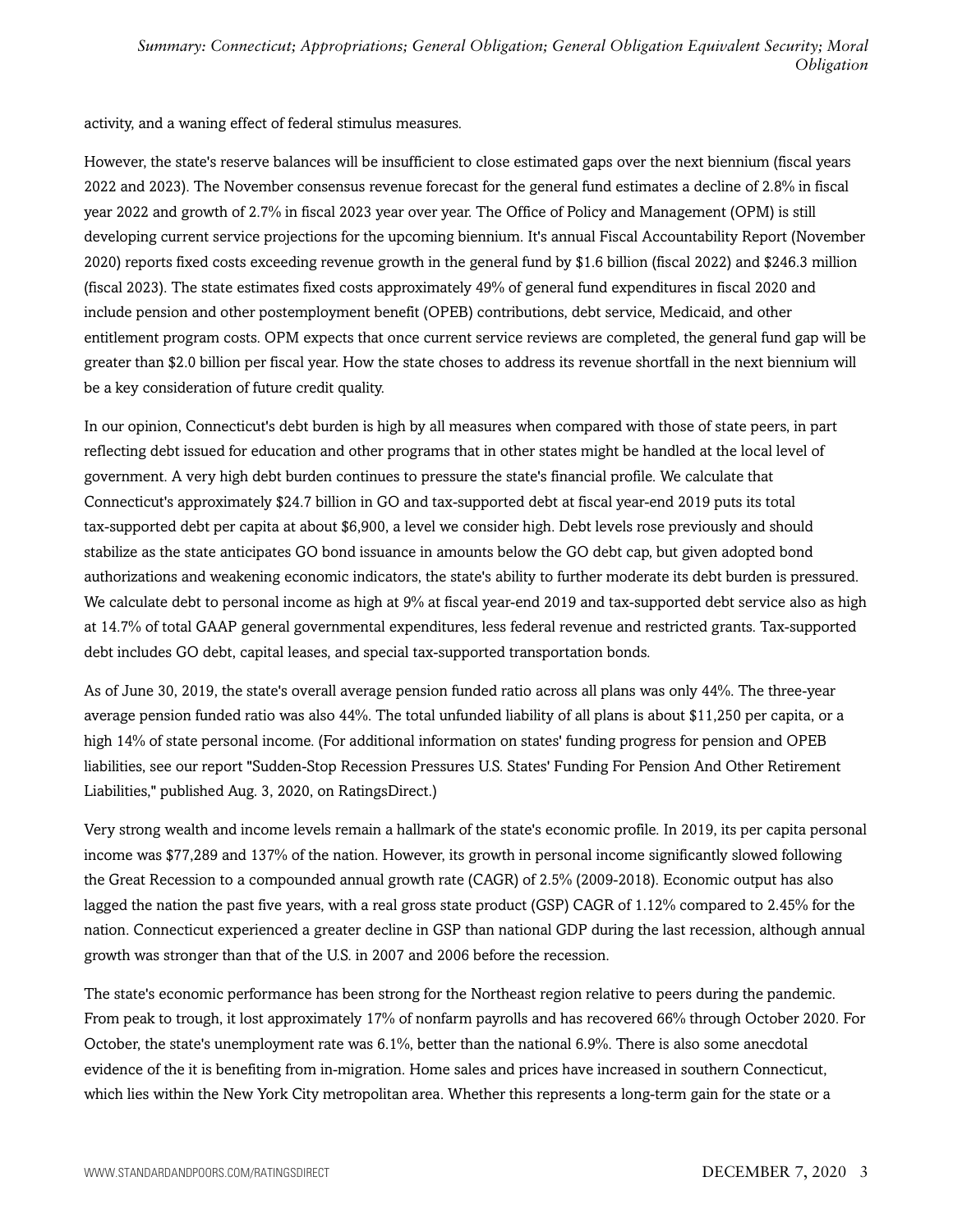activity, and a waning effect of federal stimulus measures.

However, the state's reserve balances will be insufficient to close estimated gaps over the next biennium (fiscal years 2022 and 2023). The November consensus revenue forecast for the general fund estimates a decline of 2.8% in fiscal year 2022 and growth of 2.7% in fiscal 2023 year over year. The Office of Policy and Management (OPM) is still developing current service projections for the upcoming biennium. It's annual Fiscal Accountability Report (November 2020) reports fixed costs exceeding revenue growth in the general fund by $1.6 billion (fiscal 2022) and $246.3 million (fiscal 2023). The state estimates fixed costs approximately 49% of general fund expenditures in fiscal 2020 and include pension and other postemployment benefit (OPEB) contributions, debt service, Medicaid, and other entitlement program costs. OPM expects that once current service reviews are completed, the general fund gap will be greater than $2.0 billion per fiscal year. How the state choses to address its revenue shortfall in the next biennium will be a key consideration of future credit quality.

In our opinion, Connecticut's debt burden is high by all measures when compared with those of state peers, in part reflecting debt issued for education and other programs that in other states might be handled at the local level of government. A very high debt burden continues to pressure the state's financial profile. We calculate that Connecticut's approximately $24.7 billion in GO and tax-supported debt at fiscal year-end 2019 puts its total tax-supported debt per capita at about $6,900, a level we consider high. Debt levels rose previously and should stabilize as the state anticipates GO bond issuance in amounts below the GO debt cap, but given adopted bond authorizations and weakening economic indicators, the state's ability to further moderate its debt burden is pressured. We calculate debt to personal income as high at 9% at fiscal year-end 2019 and tax-supported debt service also as high at 14.7% of total GAAP general governmental expenditures, less federal revenue and restricted grants. Tax-supported debt includes GO debt, capital leases, and special tax-supported transportation bonds.

As of June 30, 2019, the state's overall average pension funded ratio across all plans was only 44%. The three-year average pension funded ratio was also 44%. The total unfunded liability of all plans is about $11,250 per capita, or a high 14% of state personal income. (For additional information on states' funding progress for pension and OPEB liabilities, see our report "Sudden-Stop Recession Pressures U.S. States' Funding For Pension And Other Retirement Liabilities," published Aug. 3, 2020, on RatingsDirect.)

Very strong wealth and income levels remain a hallmark of the state's economic profile. In 2019, its per capita personal income was $77,289 and 137% of the nation. However, its growth in personal income significantly slowed following the Great Recession to a compounded annual growth rate (CAGR) of 2.5% (2009-2018). Economic output has also lagged the nation the past five years, with a real gross state product (GSP) CAGR of 1.12% compared to 2.45% for the nation. Connecticut experienced a greater decline in GSP than national GDP during the last recession, although annual growth was stronger than that of the U.S. in 2007 and 2006 before the recession.

The state's economic performance has been strong for the Northeast region relative to peers during the pandemic. From peak to trough, it lost approximately 17% of nonfarm payrolls and has recovered 66% through October 2020. For October, the state's unemployment rate was 6.1%, better than the national 6.9%. There is also some anecdotal evidence of the it is benefiting from in-migration. Home sales and prices have increased in southern Connecticut, which lies within the New York City metropolitan area. Whether this represents a long-term gain for the state or a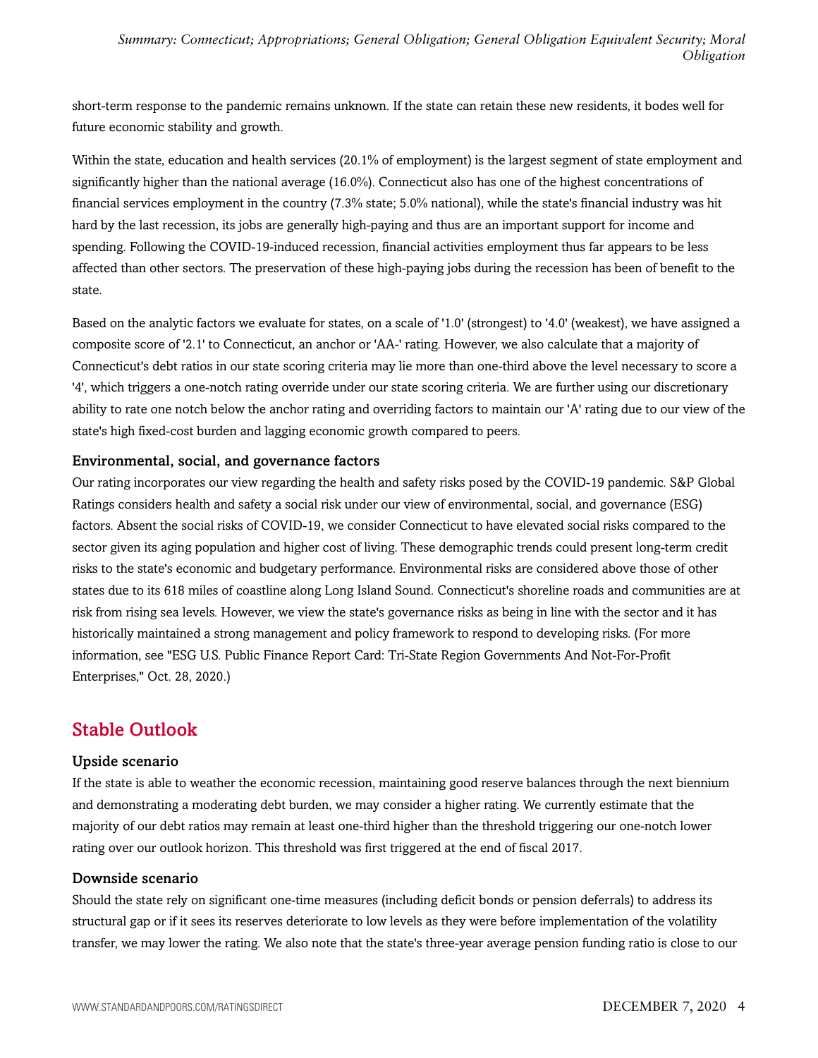short-term response to the pandemic remains unknown. If the state can retain these new residents, it bodes well for future economic stability and growth.

Within the state, education and health services (20.1% of employment) is the largest segment of state employment and significantly higher than the national average (16.0%). Connecticut also has one of the highest concentrations of financial services employment in the country (7.3% state; 5.0% national), while the state's financial industry was hit hard by the last recession, its jobs are generally high-paying and thus are an important support for income and spending. Following the COVID-19-induced recession, financial activities employment thus far appears to be less affected than other sectors. The preservation of these high-paying jobs during the recession has been of benefit to the state.

Based on the analytic factors we evaluate for states, on a scale of '1.0' (strongest) to '4.0' (weakest), we have assigned a composite score of '2.1' to Connecticut, an anchor or 'AA-' rating. However, we also calculate that a majority of Connecticut's debt ratios in our state scoring criteria may lie more than one-third above the level necessary to score a '4', which triggers a one-notch rating override under our state scoring criteria. We are further using our discretionary ability to rate one notch below the anchor rating and overriding factors to maintain our 'A' rating due to our view of the state's high fixed-cost burden and lagging economic growth compared to peers.

### Environmental, social, and governance factors

Our rating incorporates our view regarding the health and safety risks posed by the COVID-19 pandemic. S&P Global Ratings considers health and safety a social risk under our view of environmental, social, and governance (ESG) factors. Absent the social risks of COVID-19, we consider Connecticut to have elevated social risks compared to the sector given its aging population and higher cost of living. These demographic trends could present long-term credit risks to the state's economic and budgetary performance. Environmental risks are considered above those of other states due to its 618 miles of coastline along Long Island Sound. Connecticut's shoreline roads and communities are at risk from rising sea levels. However, we view the state's governance risks as being in line with the sector and it has historically maintained a strong management and policy framework to respond to developing risks. (For more information, see "ESG U.S. Public Finance Report Card: Tri-State Region Governments And Not-For-Profit Enterprises," Oct. 28, 2020.)

## Stable Outlook

### Upside scenario

If the state is able to weather the economic recession, maintaining good reserve balances through the next biennium and demonstrating a moderating debt burden, we may consider a higher rating. We currently estimate that the majority of our debt ratios may remain at least one-third higher than the threshold triggering our one-notch lower rating over our outlook horizon. This threshold was first triggered at the end of fiscal 2017.

### Downside scenario

Should the state rely on significant one-time measures (including deficit bonds or pension deferrals) to address its structural gap or if it sees its reserves deteriorate to low levels as they were before implementation of the volatility transfer, we may lower the rating. We also note that the state's three-year average pension funding ratio is close to our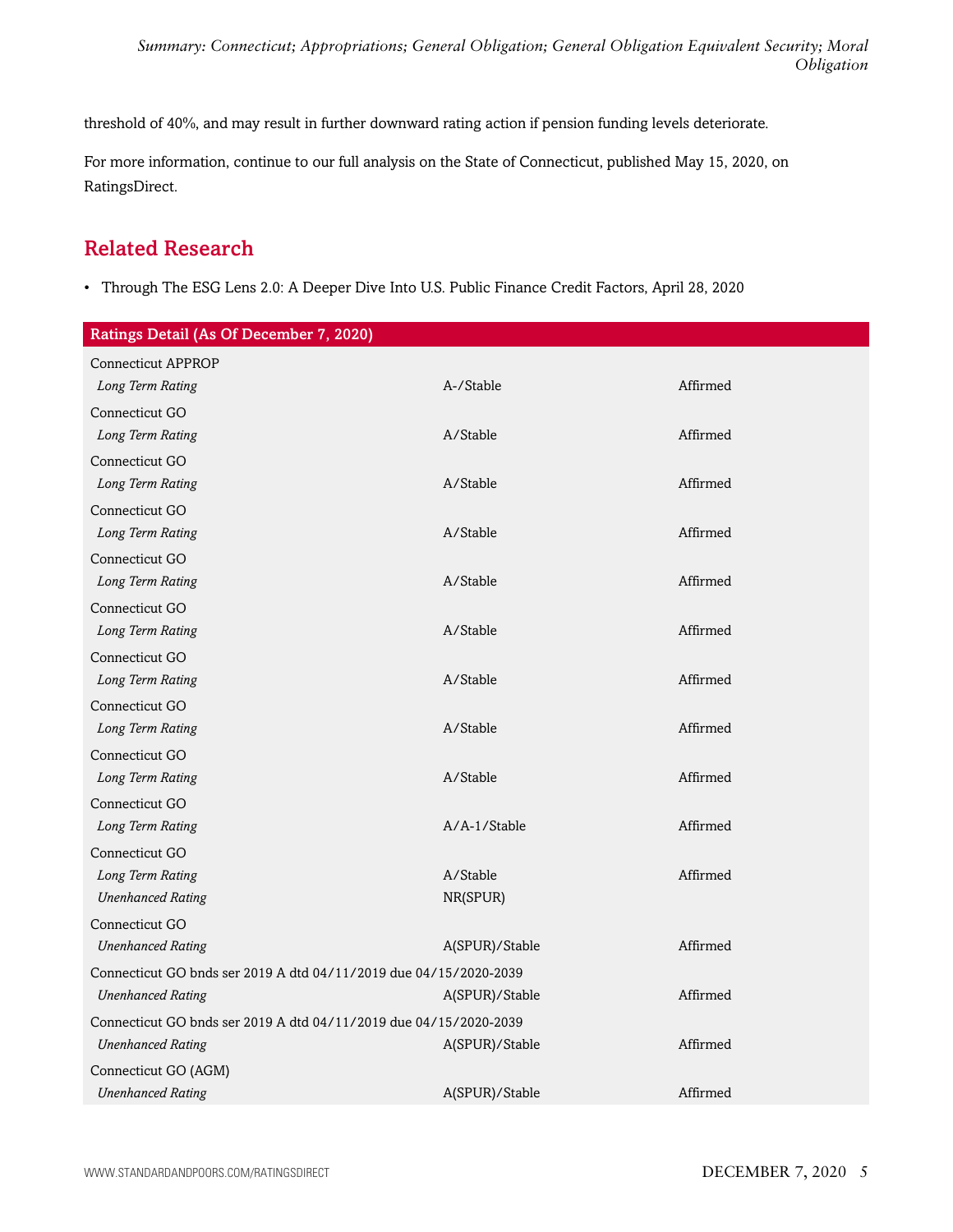threshold of 40%, and may result in further downward rating action if pension funding levels deteriorate.

For more information, continue to our full analysis on the State of Connecticut, published May 15, 2020, on RatingsDirect.

## Related Research

- Through The ESG Lens 2.0: A Deeper Dive Into U.S. Public Finance Credit Factors, April 28, 2020

| Ratings Detail (As Of December 7, 2020) | | |
|---|---|---|
| Connecticut APPROP | | |
| *Long Term Rating* | A-/Stable | Affirmed |
| Connecticut GO | | |
| *Long Term Rating* | A/Stable | Affirmed |
| Connecticut GO | | |
| *Long Term Rating* | A/Stable | Affirmed |
| Connecticut GO | | |
| *Long Term Rating* | A/Stable | Affirmed |
| Connecticut GO | | |
| *Long Term Rating* | A/Stable | Affirmed |
| Connecticut GO | | |
| *Long Term Rating* | A/Stable | Affirmed |
| Connecticut GO | | |
| *Long Term Rating* | A/Stable | Affirmed |
| Connecticut GO | | |
| *Long Term Rating* | A/Stable | Affirmed |
| Connecticut GO | | |
| *Long Term Rating* | A/Stable | Affirmed |
| Connecticut GO | | |
| *Long Term Rating* | A/A-1/Stable | Affirmed |
| Connecticut GO | | |
| *Long Term Rating* | A/Stable | Affirmed |
| *Unenhanced Rating* | NR(SPUR) | |
| Connecticut GO | | |
| *Unenhanced Rating* | A(SPUR)/Stable | Affirmed |
| Connecticut GO bnds ser 2019 A dtd 04/11/2019 due 04/15/2020-2039 | | |
| *Unenhanced Rating* | A(SPUR)/Stable | Affirmed |
| Connecticut GO bnds ser 2019 A dtd 04/11/2019 due 04/15/2020-2039 | | |
| *Unenhanced Rating* | A(SPUR)/Stable | Affirmed |
| Connecticut GO (AGM) | | |
| *Unenhanced Rating* | A(SPUR)/Stable | Affirmed |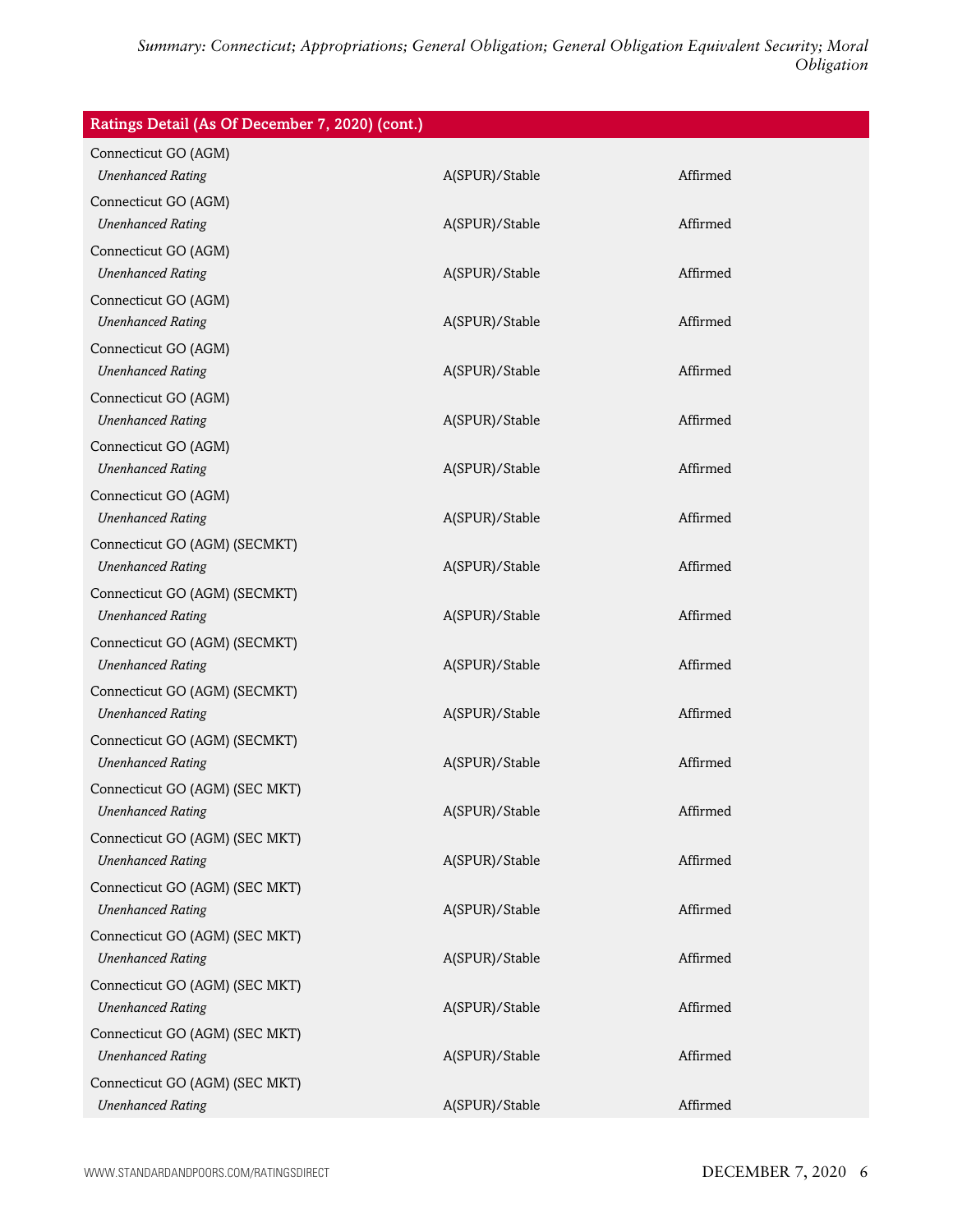| Ratings Detail (As Of December 7, 2020) (cont.) | | |
|---|---|---|
| Connecticut GO (AGM) | | |
| *Unenhanced Rating* | A(SPUR)/Stable | Affirmed |
| Connecticut GO (AGM) | | |
| *Unenhanced Rating* | A(SPUR)/Stable | Affirmed |
| Connecticut GO (AGM) | | |
| *Unenhanced Rating* | A(SPUR)/Stable | Affirmed |
| Connecticut GO (AGM) | | |
| *Unenhanced Rating* | A(SPUR)/Stable | Affirmed |
| Connecticut GO (AGM) | | |
| *Unenhanced Rating* | A(SPUR)/Stable | Affirmed |
| Connecticut GO (AGM) | | |
| *Unenhanced Rating* | A(SPUR)/Stable | Affirmed |
| Connecticut GO (AGM) | | |
| *Unenhanced Rating* | A(SPUR)/Stable | Affirmed |
| Connecticut GO (AGM) | | |
| *Unenhanced Rating* | A(SPUR)/Stable | Affirmed |
| Connecticut GO (AGM) (SECMKT) | | |
| *Unenhanced Rating* | A(SPUR)/Stable | Affirmed |
| Connecticut GO (AGM) (SECMKT) | | |
| *Unenhanced Rating* | A(SPUR)/Stable | Affirmed |
| Connecticut GO (AGM) (SECMKT) | | |
| *Unenhanced Rating* | A(SPUR)/Stable | Affirmed |
| Connecticut GO (AGM) (SECMKT) | | |
| *Unenhanced Rating* | A(SPUR)/Stable | Affirmed |
| Connecticut GO (AGM) (SECMKT) | | |
| *Unenhanced Rating* | A(SPUR)/Stable | Affirmed |
| Connecticut GO (AGM) (SEC MKT) | | |
| *Unenhanced Rating* | A(SPUR)/Stable | Affirmed |
| Connecticut GO (AGM) (SEC MKT) | | |
| *Unenhanced Rating* | A(SPUR)/Stable | Affirmed |
| Connecticut GO (AGM) (SEC MKT) | | |
| *Unenhanced Rating* | A(SPUR)/Stable | Affirmed |
| Connecticut GO (AGM) (SEC MKT) | | |
| *Unenhanced Rating* | A(SPUR)/Stable | Affirmed |
| Connecticut GO (AGM) (SEC MKT) | | |
| *Unenhanced Rating* | A(SPUR)/Stable | Affirmed |
| Connecticut GO (AGM) (SEC MKT) | | |
| *Unenhanced Rating* | A(SPUR)/Stable | Affirmed |
| Connecticut GO (AGM) (SEC MKT) | | |
| *Unenhanced Rating* | A(SPUR)/Stable | Affirmed |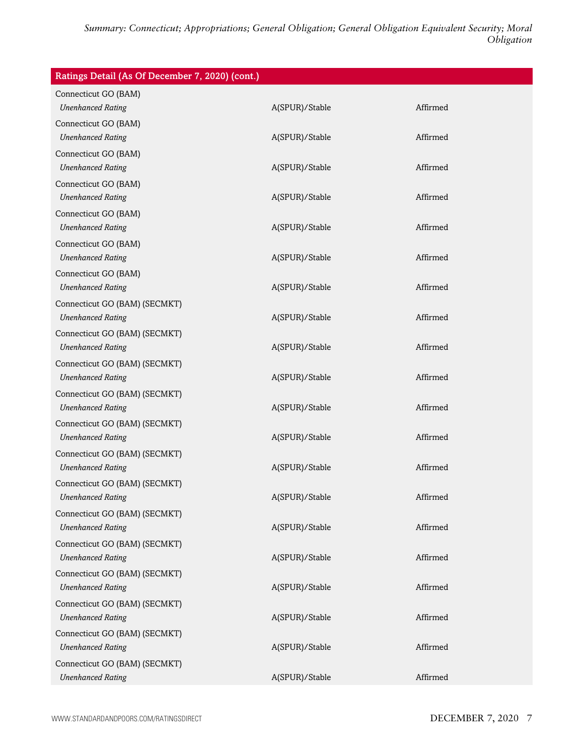| Ratings Detail (As Of December 7, 2020) (cont.) | | |
|---|---|---|
| Connecticut GO (BAM) | | |
| *Unenhanced Rating* | A(SPUR)/Stable | Affirmed |
| Connecticut GO (BAM) | | |
| *Unenhanced Rating* | A(SPUR)/Stable | Affirmed |
| Connecticut GO (BAM) | | |
| *Unenhanced Rating* | A(SPUR)/Stable | Affirmed |
| Connecticut GO (BAM) | | |
| *Unenhanced Rating* | A(SPUR)/Stable | Affirmed |
| Connecticut GO (BAM) | | |
| *Unenhanced Rating* | A(SPUR)/Stable | Affirmed |
| Connecticut GO (BAM) | | |
| *Unenhanced Rating* | A(SPUR)/Stable | Affirmed |
| Connecticut GO (BAM) | | |
| *Unenhanced Rating* | A(SPUR)/Stable | Affirmed |
| Connecticut GO (BAM) (SECMKT) | | |
| *Unenhanced Rating* | A(SPUR)/Stable | Affirmed |
| Connecticut GO (BAM) (SECMKT) | | |
| *Unenhanced Rating* | A(SPUR)/Stable | Affirmed |
| Connecticut GO (BAM) (SECMKT) | | |
| *Unenhanced Rating* | A(SPUR)/Stable | Affirmed |
| Connecticut GO (BAM) (SECMKT) | | |
| *Unenhanced Rating* | A(SPUR)/Stable | Affirmed |
| Connecticut GO (BAM) (SECMKT) | | |
| *Unenhanced Rating* | A(SPUR)/Stable | Affirmed |
| Connecticut GO (BAM) (SECMKT) | | |
| *Unenhanced Rating* | A(SPUR)/Stable | Affirmed |
| Connecticut GO (BAM) (SECMKT) | | |
| *Unenhanced Rating* | A(SPUR)/Stable | Affirmed |
| Connecticut GO (BAM) (SECMKT) | | |
| *Unenhanced Rating* | A(SPUR)/Stable | Affirmed |
| Connecticut GO (BAM) (SECMKT) | | |
| *Unenhanced Rating* | A(SPUR)/Stable | Affirmed |
| Connecticut GO (BAM) (SECMKT) | | |
| *Unenhanced Rating* | A(SPUR)/Stable | Affirmed |
| Connecticut GO (BAM) (SECMKT) | | |
| *Unenhanced Rating* | A(SPUR)/Stable | Affirmed |
| Connecticut GO (BAM) (SECMKT) | | |
| *Unenhanced Rating* | A(SPUR)/Stable | Affirmed |
| Connecticut GO (BAM) (SECMKT) | | |
| *Unenhanced Rating* | A(SPUR)/Stable | Affirmed |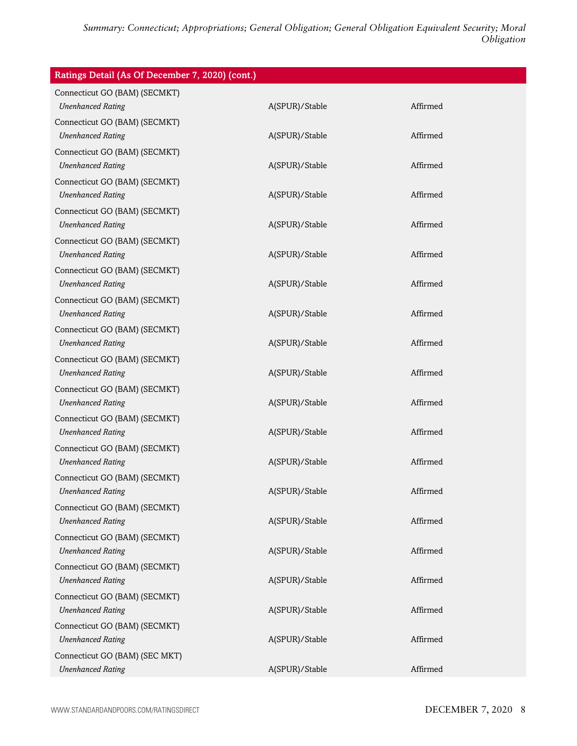| Ratings Detail (As Of December 7, 2020) (cont.) | | |
|---|---|---|
| Connecticut GO (BAM) (SECMKT) | | |
| *Unenhanced Rating* | A(SPUR)/Stable | Affirmed |
| Connecticut GO (BAM) (SECMKT) | | |
| *Unenhanced Rating* | A(SPUR)/Stable | Affirmed |
| Connecticut GO (BAM) (SECMKT) | | |
| *Unenhanced Rating* | A(SPUR)/Stable | Affirmed |
| Connecticut GO (BAM) (SECMKT) | | |
| *Unenhanced Rating* | A(SPUR)/Stable | Affirmed |
| Connecticut GO (BAM) (SECMKT) | | |
| *Unenhanced Rating* | A(SPUR)/Stable | Affirmed |
| Connecticut GO (BAM) (SECMKT) | | |
| *Unenhanced Rating* | A(SPUR)/Stable | Affirmed |
| Connecticut GO (BAM) (SECMKT) | | |
| *Unenhanced Rating* | A(SPUR)/Stable | Affirmed |
| Connecticut GO (BAM) (SECMKT) | | |
| *Unenhanced Rating* | A(SPUR)/Stable | Affirmed |
| Connecticut GO (BAM) (SECMKT) | | |
| *Unenhanced Rating* | A(SPUR)/Stable | Affirmed |
| Connecticut GO (BAM) (SECMKT) | | |
| *Unenhanced Rating* | A(SPUR)/Stable | Affirmed |
| Connecticut GO (BAM) (SECMKT) | | |
| *Unenhanced Rating* | A(SPUR)/Stable | Affirmed |
| Connecticut GO (BAM) (SECMKT) | | |
| *Unenhanced Rating* | A(SPUR)/Stable | Affirmed |
| Connecticut GO (BAM) (SECMKT) | | |
| *Unenhanced Rating* | A(SPUR)/Stable | Affirmed |
| Connecticut GO (BAM) (SECMKT) | | |
| *Unenhanced Rating* | A(SPUR)/Stable | Affirmed |
| Connecticut GO (BAM) (SECMKT) | | |
| *Unenhanced Rating* | A(SPUR)/Stable | Affirmed |
| Connecticut GO (BAM) (SECMKT) | | |
| *Unenhanced Rating* | A(SPUR)/Stable | Affirmed |
| Connecticut GO (BAM) (SECMKT) | | |
| *Unenhanced Rating* | A(SPUR)/Stable | Affirmed |
| Connecticut GO (BAM) (SECMKT) | | |
| *Unenhanced Rating* | A(SPUR)/Stable | Affirmed |
| Connecticut GO (BAM) (SECMKT) | | |
| *Unenhanced Rating* | A(SPUR)/Stable | Affirmed |
| Connecticut GO (BAM) (SEC MKT) | | |
| *Unenhanced Rating* | A(SPUR)/Stable | Affirmed |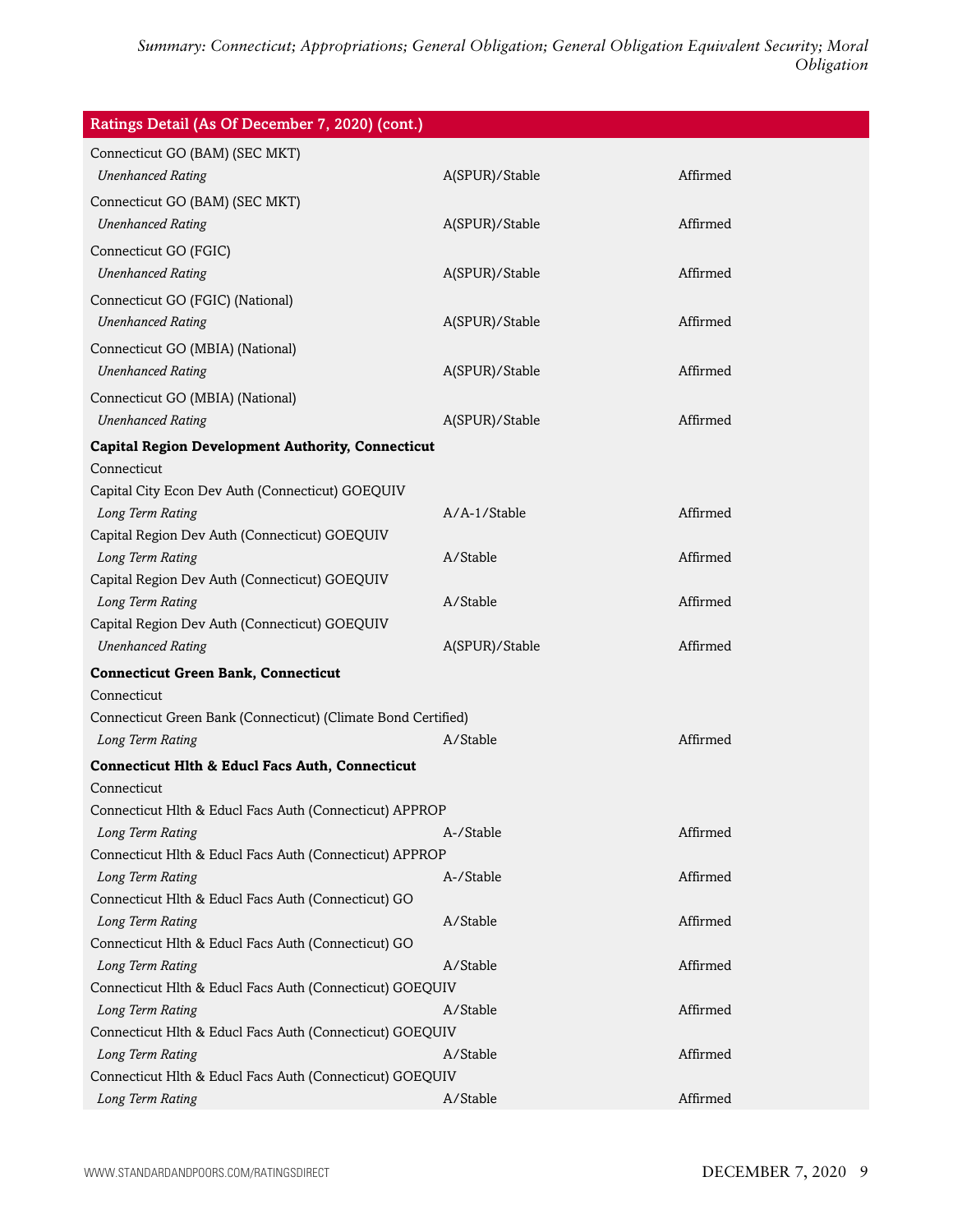| Ratings Detail (As Of December 7, 2020) (cont.) | | |
|---|---|---|
| Connecticut GO (BAM) (SEC MKT) | | |
| *Unenhanced Rating* | A(SPUR)/Stable | Affirmed |
| Connecticut GO (BAM) (SEC MKT) | | |
| *Unenhanced Rating* | A(SPUR)/Stable | Affirmed |
| Connecticut GO (FGIC) | | |
| *Unenhanced Rating* | A(SPUR)/Stable | Affirmed |
| Connecticut GO (FGIC) (National) | | |
| *Unenhanced Rating* | A(SPUR)/Stable | Affirmed |
| Connecticut GO (MBIA) (National) | | |
| *Unenhanced Rating* | A(SPUR)/Stable | Affirmed |
| Connecticut GO (MBIA) (National) | | |
| *Unenhanced Rating* | A(SPUR)/Stable | Affirmed |
| **Capital Region Development Authority, Connecticut** | | |
| Connecticut | | |
| Capital City Econ Dev Auth (Connecticut) GOEQUIV | | |
| *Long Term Rating* | A/A-1/Stable | Affirmed |
| Capital Region Dev Auth (Connecticut) GOEQUIV | | |
| *Long Term Rating* | A/Stable | Affirmed |
| Capital Region Dev Auth (Connecticut) GOEQUIV | | |
| *Long Term Rating* | A/Stable | Affirmed |
| Capital Region Dev Auth (Connecticut) GOEQUIV | | |
| *Unenhanced Rating* | A(SPUR)/Stable | Affirmed |
| **Connecticut Green Bank, Connecticut** | | |
| Connecticut | | |
| Connecticut Green Bank (Connecticut) (Climate Bond Certified) | | |
| *Long Term Rating* | A/Stable | Affirmed |
| **Connecticut Hlth & Educl Facs Auth, Connecticut** | | |
| Connecticut | | |
| Connecticut Hlth & Educl Facs Auth (Connecticut) APPROP | | |
| *Long Term Rating* | A-/Stable | Affirmed |
| Connecticut Hlth & Educl Facs Auth (Connecticut) APPROP | | |
| *Long Term Rating* | A-/Stable | Affirmed |
| Connecticut Hlth & Educl Facs Auth (Connecticut) GO | | |
| *Long Term Rating* | A/Stable | Affirmed |
| Connecticut Hlth & Educl Facs Auth (Connecticut) GO | | |
| *Long Term Rating* | A/Stable | Affirmed |
| Connecticut Hlth & Educl Facs Auth (Connecticut) GOEQUIV | | |
| *Long Term Rating* | A/Stable | Affirmed |
| Connecticut Hlth & Educl Facs Auth (Connecticut) GOEQUIV | | |
| *Long Term Rating* | A/Stable | Affirmed |
| Connecticut Hlth & Educl Facs Auth (Connecticut) GOEQUIV | | |
| *Long Term Rating* | A/Stable | Affirmed |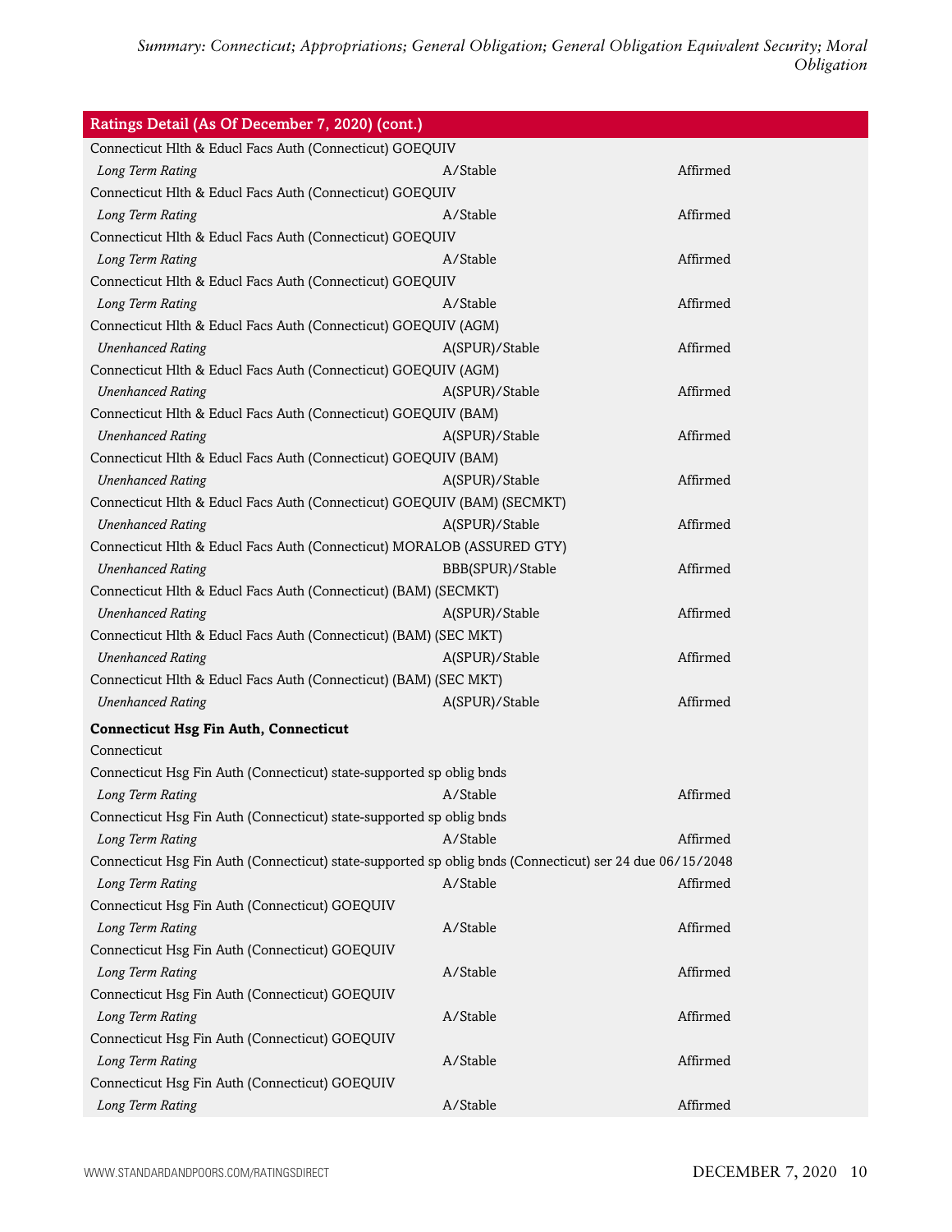| Ratings Detail (As Of December 7, 2020) (cont.) | | |
|---|---|---|
| Connecticut Hlth & Educl Facs Auth (Connecticut) GOEQUIV | | |
| *Long Term Rating* | A/Stable | Affirmed |
| Connecticut Hlth & Educl Facs Auth (Connecticut) GOEQUIV | | |
| *Long Term Rating* | A/Stable | Affirmed |
| Connecticut Hlth & Educl Facs Auth (Connecticut) GOEQUIV | | |
| *Long Term Rating* | A/Stable | Affirmed |
| Connecticut Hlth & Educl Facs Auth (Connecticut) GOEQUIV | | |
| *Long Term Rating* | A/Stable | Affirmed |
| Connecticut Hlth & Educl Facs Auth (Connecticut) GOEQUIV (AGM) | | |
| *Unenhanced Rating* | A(SPUR)/Stable | Affirmed |
| Connecticut Hlth & Educl Facs Auth (Connecticut) GOEQUIV (AGM) | | |
| *Unenhanced Rating* | A(SPUR)/Stable | Affirmed |
| Connecticut Hlth & Educl Facs Auth (Connecticut) GOEQUIV (BAM) | | |
| *Unenhanced Rating* | A(SPUR)/Stable | Affirmed |
| Connecticut Hlth & Educl Facs Auth (Connecticut) GOEQUIV (BAM) | | |
| *Unenhanced Rating* | A(SPUR)/Stable | Affirmed |
| Connecticut Hlth & Educl Facs Auth (Connecticut) GOEQUIV (BAM) (SECMKT) | | |
| *Unenhanced Rating* | A(SPUR)/Stable | Affirmed |
| Connecticut Hlth & Educl Facs Auth (Connecticut) MORALOB (ASSURED GTY) | | |
| *Unenhanced Rating* | BBB(SPUR)/Stable | Affirmed |
| Connecticut Hlth & Educl Facs Auth (Connecticut) (BAM) (SECMKT) | | |
| *Unenhanced Rating* | A(SPUR)/Stable | Affirmed |
| Connecticut Hlth & Educl Facs Auth (Connecticut) (BAM) (SEC MKT) | | |
| *Unenhanced Rating* | A(SPUR)/Stable | Affirmed |
| Connecticut Hlth & Educl Facs Auth (Connecticut) (BAM) (SEC MKT) | | |
| *Unenhanced Rating* | A(SPUR)/Stable | Affirmed |
| **Connecticut Hsg Fin Auth, Connecticut** | | |
| Connecticut | | |
| Connecticut Hsg Fin Auth (Connecticut) state-supported sp oblig bnds | | |
| *Long Term Rating* | A/Stable | Affirmed |
| Connecticut Hsg Fin Auth (Connecticut) state-supported sp oblig bnds | | |
| *Long Term Rating* | A/Stable | Affirmed |
| Connecticut Hsg Fin Auth (Connecticut) state-supported sp oblig bnds (Connecticut) ser 24 due 06/15/2048 | | |
| *Long Term Rating* | A/Stable | Affirmed |
| Connecticut Hsg Fin Auth (Connecticut) GOEQUIV | | |
| *Long Term Rating* | A/Stable | Affirmed |
| Connecticut Hsg Fin Auth (Connecticut) GOEQUIV | | |
| *Long Term Rating* | A/Stable | Affirmed |
| Connecticut Hsg Fin Auth (Connecticut) GOEQUIV | | |
| *Long Term Rating* | A/Stable | Affirmed |
| Connecticut Hsg Fin Auth (Connecticut) GOEQUIV | | |
| *Long Term Rating* | A/Stable | Affirmed |
| Connecticut Hsg Fin Auth (Connecticut) GOEQUIV | | |
| *Long Term Rating* | A/Stable | Affirmed |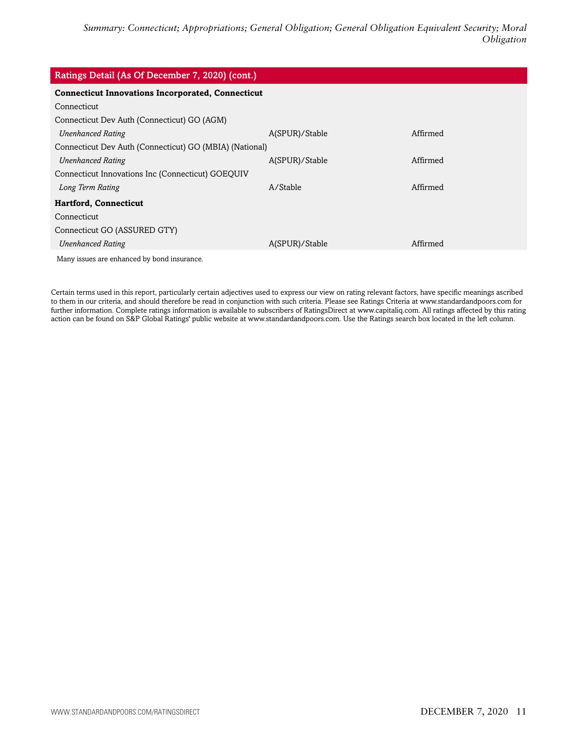| Ratings Detail (As Of December 7, 2020) (cont.) | | |
|---|---|---|
| **Connecticut Innovations Incorporated, Connecticut** | | |
| Connecticut | | |
| Connecticut Dev Auth (Connecticut) GO (AGM) | | |
| *Unenhanced Rating* | A(SPUR)/Stable | Affirmed |
| Connecticut Dev Auth (Connecticut) GO (MBIA) (National) | | |
| *Unenhanced Rating* | A(SPUR)/Stable | Affirmed |
| Connecticut Innovations Inc (Connecticut) GOEQUIV | | |
| *Long Term Rating* | A/Stable | Affirmed |
| **Hartford, Connecticut** | | |
| Connecticut | | |
| Connecticut GO (ASSURED GTY) | | |
| *Unenhanced Rating* | A(SPUR)/Stable | Affirmed |

Many issues are enhanced by bond insurance.

Certain terms used in this report, particularly certain adjectives used to express our view on rating relevant factors, have specific meanings ascribed to them in our criteria, and should therefore be read in conjunction with such criteria. Please see Ratings Criteria at www.standardandpoors.com for further information. Complete ratings information is available to subscribers of RatingsDirect at www.capitaliq.com. All ratings affected by this rating action can be found on S&P Global Ratings' public website at www.standardandpoors.com. Use the Ratings search box located in the left column.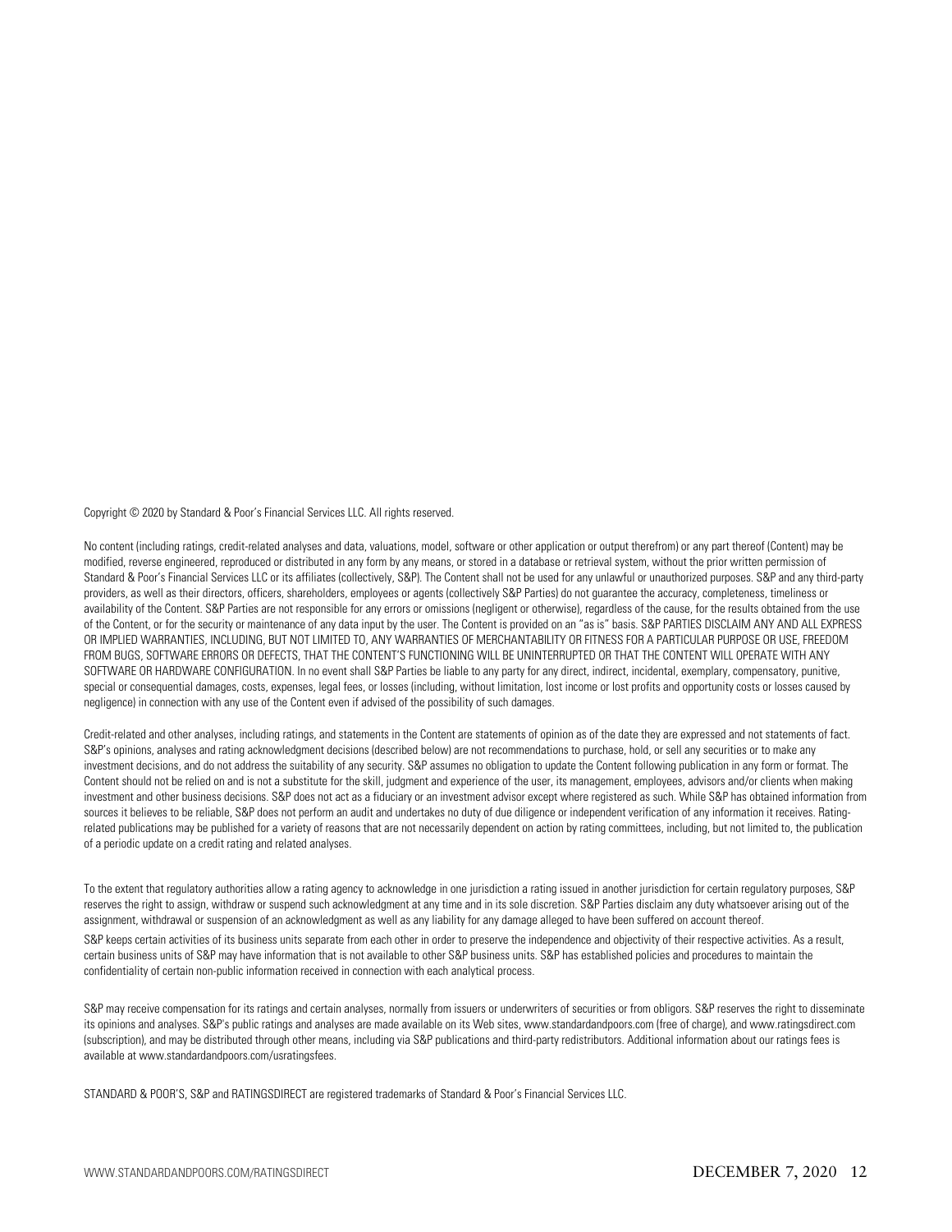Copyright © 2020 by Standard & Poor's Financial Services LLC. All rights reserved.

No content (including ratings, credit-related analyses and data, valuations, model, software or other application or output therefrom) or any part thereof (Content) may be modified, reverse engineered, reproduced or distributed in any form by any means, or stored in a database or retrieval system, without the prior written permission of Standard & Poor's Financial Services LLC or its affiliates (collectively, S&P). The Content shall not be used for any unlawful or unauthorized purposes. S&P and any third-party providers, as well as their directors, officers, shareholders, employees or agents (collectively S&P Parties) do not guarantee the accuracy, completeness, timeliness or availability of the Content. S&P Parties are not responsible for any errors or omissions (negligent or otherwise), regardless of the cause, for the results obtained from the use of the Content, or for the security or maintenance of any data input by the user. The Content is provided on an "as is" basis. S&P PARTIES DISCLAIM ANY AND ALL EXPRESS OR IMPLIED WARRANTIES, INCLUDING, BUT NOT LIMITED TO, ANY WARRANTIES OF MERCHANTABILITY OR FITNESS FOR A PARTICULAR PURPOSE OR USE, FREEDOM FROM BUGS, SOFTWARE ERRORS OR DEFECTS, THAT THE CONTENT'S FUNCTIONING WILL BE UNINTERRUPTED OR THAT THE CONTENT WILL OPERATE WITH ANY SOFTWARE OR HARDWARE CONFIGURATION. In no event shall S&P Parties be liable to any party for any direct, indirect, incidental, exemplary, compensatory, punitive, special or consequential damages, costs, expenses, legal fees, or losses (including, without limitation, lost income or lost profits and opportunity costs or losses caused by negligence) in connection with any use of the Content even if advised of the possibility of such damages.

Credit-related and other analyses, including ratings, and statements in the Content are statements of opinion as of the date they are expressed and not statements of fact. S&P's opinions, analyses and rating acknowledgment decisions (described below) are not recommendations to purchase, hold, or sell any securities or to make any investment decisions, and do not address the suitability of any security. S&P assumes no obligation to update the Content following publication in any form or format. The Content should not be relied on and is not a substitute for the skill, judgment and experience of the user, its management, employees, advisors and/or clients when making investment and other business decisions. S&P does not act as a fiduciary or an investment advisor except where registered as such. While S&P has obtained information from sources it believes to be reliable, S&P does not perform an audit and undertakes no duty of due diligence or independent verification of any information it receives. Rating-related publications may be published for a variety of reasons that are not necessarily dependent on action by rating committees, including, but not limited to, the publication of a periodic update on a credit rating and related analyses.

To the extent that regulatory authorities allow a rating agency to acknowledge in one jurisdiction a rating issued in another jurisdiction for certain regulatory purposes, S&P reserves the right to assign, withdraw or suspend such acknowledgment at any time and in its sole discretion. S&P Parties disclaim any duty whatsoever arising out of the assignment, withdrawal or suspension of an acknowledgment as well as any liability for any damage alleged to have been suffered on account thereof.

S&P keeps certain activities of its business units separate from each other in order to preserve the independence and objectivity of their respective activities. As a result, certain business units of S&P may have information that is not available to other S&P business units. S&P has established policies and procedures to maintain the confidentiality of certain non-public information received in connection with each analytical process.

S&P may receive compensation for its ratings and certain analyses, normally from issuers or underwriters of securities or from obligors. S&P reserves the right to disseminate its opinions and analyses. S&P's public ratings and analyses are made available on its Web sites, www.standardandpoors.com (free of charge), and www.ratingsdirect.com (subscription), and may be distributed through other means, including via S&P publications and third-party redistributors. Additional information about our ratings fees is available at www.standardandpoors.com/usratingsfees.

STANDARD & POOR'S, S&P and RATINGSDIRECT are registered trademarks of Standard & Poor's Financial Services LLC.